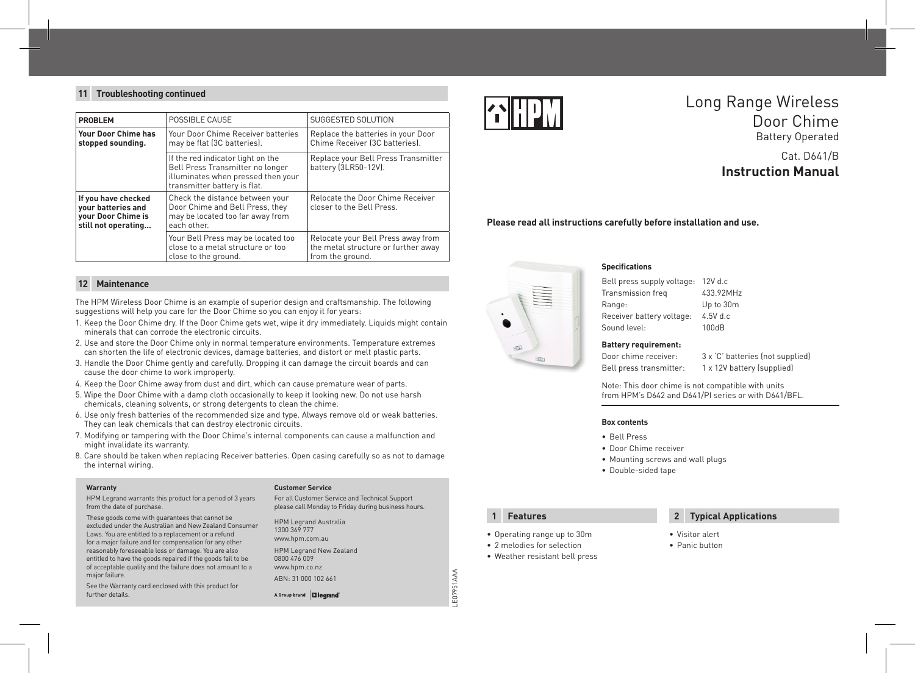## 11 Troubleshooting continued

| PROBLEM | POSSIBLE CAUSE | SUGGESTED SOLUTION |
|---|---|---|
| **Your Door Chime has stopped sounding.** | Your Door Chime Receiver batteries may be flat (3C batteries). | Replace the batteries in your Door Chime Receiver (3C batteries). |
| | If the red indicator light on the Bell Press Transmitter no longer illuminates when pressed then your transmitter battery is flat. | Replace your Bell Press Transmitter battery (3LR50-12V). |
| **If you have checked your batteries and your Door Chime is still not operating...** | Check the distance between your Door Chime and Bell Press, they may be located too far away from each other. | Relocate the Door Chime Receiver closer to the Bell Press. |
| | Your Bell Press may be located too close to a metal structure or too close to the ground. | Relocate your Bell Press away from the metal structure or further away from the ground. |

## 12 Maintenance

The HPM Wireless Door Chime is an example of superior design and craftsmanship. The following suggestions will help you care for the Door Chime so you can enjoy it for years:

1. Keep the Door Chime dry. If the Door Chime gets wet, wipe it dry immediately. Liquids might contain minerals that can corrode the electronic circuits.
2. Use and store the Door Chime only in normal temperature environments. Temperature extremes can shorten the life of electronic devices, damage batteries, and distort or melt plastic parts.
3. Handle the Door Chime gently and carefully. Dropping it can damage the circuit boards and can cause the door chime to work improperly.
4. Keep the Door Chime away from dust and dirt, which can cause premature wear of parts.
5. Wipe the Door Chime with a damp cloth occasionally to keep it looking new. Do not use harsh chemicals, cleaning solvents, or strong detergents to clean the chime.
6. Use only fresh batteries of the recommended size and type. Always remove old or weak batteries. They can leak chemicals that can destroy electronic circuits.
7. Modifying or tampering with the Door Chime's internal components can cause a malfunction and might invalidate its warranty.
8. Care should be taken when replacing Receiver batteries. Open casing carefully so as not to damage the internal wiring.

**Warranty**

HPM Legrand warrants this product for a period of 3 years from the date of purchase.

These goods come with guarantees that cannot be excluded under the Australian and New Zealand Consumer Laws. You are entitled to a replacement or a refund for a major failure and for compensation for any other reasonably foreseeable loss or damage. You are also entitled to have the goods repaired if the goods fail to be of acceptable quality and the failure does not amount to a major failure.

See the Warranty card enclosed with this product for further details.

**Customer Service**

For all Customer Service and Technical Support please call Monday to Friday during business hours.

HPM Legrand Australia
1300 369 777
www.hpm.com.au

HPM Legrand New Zealand
0800 476 009
www.hpm.co.nz

ABN: 31 000 102 661

A Group brand Legrand

LE07951AAA

HPM

# Long Range Wireless Door Chime

Battery Operated

Cat. D641/B

**Instruction Manual**

**Please read all instructions carefully before installation and use.**

**Specifications**

| | |
|---|---|
| Bell press supply voltage: | 12V d.c |
| Transmission freq | 433.92MHz |
| Range: | Up to 30m |
| Receiver battery voltage: | 4.5V d.c |
| Sound level: | 100dB |

**Battery requirement:**

| | |
|---|---|
| Door chime receiver: | 3 x 'C' batteries (not supplied) |
| Bell press transmitter: | 1 x 12V battery (supplied) |

Note: This door chime is not compatible with units from HPM's D642 and D641/PI series or with D641/BFL.

**Box contents**

- Bell Press
- Door Chime receiver
- Mounting screws and wall plugs
- Double-sided tape

## 1 Features

- Operating range up to 30m
- 2 melodies for selection
- Weather resistant bell press

## 2 Typical Applications

- Visitor alert
- Panic button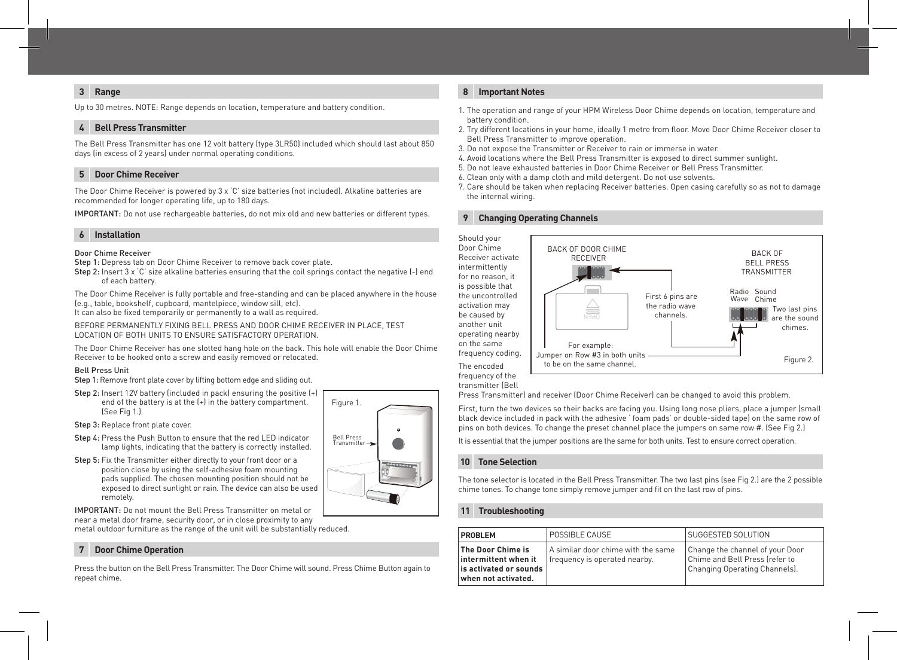## 3 Range

Up to 30 metres. NOTE: Range depends on location, temperature and battery condition.

## 4 Bell Press Transmitter

The Bell Press Transmitter has one 12 volt battery (type 3LR50) included which should last about 850 days (in excess of 2 years) under normal operating conditions.

## 5 Door Chime Receiver

The Door Chime Receiver is powered by 3 x 'C' size batteries (not included). Alkaline batteries are recommended for longer operating life, up to 180 days.

IMPORTANT: Do not use rechargeable batteries, do not mix old and new batteries or different types.

## 6 Installation

Door Chime Receiver

Step 1: Depress tab on Door Chime Receiver to remove back cover plate.

Step 2: Insert 3 x 'C' size alkaline batteries ensuring that the coil springs contact the negative (-) end of each battery.

The Door Chime Receiver is fully portable and free-standing and can be placed anywhere in the house (e.g., table, bookshelf, cupboard, mantelpiece, window sill, etc).
It can also be fixed temporarily or permanently to a wall as required.

BEFORE PERMANENTLY FIXING BELL PRESS AND DOOR CHIME RECEIVER IN PLACE, TEST LOCATION OF BOTH UNITS TO ENSURE SATISFACTORY OPERATION.

The Door Chime Receiver has one slotted hang hole on the back. This hole will enable the Door Chime Receiver to be hooked onto a screw and easily removed or relocated.

Bell Press Unit

Step 1: Remove front plate cover by lifting bottom edge and sliding out.

Step 2: Insert 12V battery (included in pack) ensuring the positive (+) end of the battery is at the (+) in the battery compartment. (See Fig 1.)

Step 3: Replace front plate cover.

Step 4: Press the Push Button to ensure that the red LED indicator lamp lights, indicating that the battery is correctly installed.

Step 5: Fix the Transmitter either directly to your front door or a position close by using the self-adhesive foam mounting pads supplied. The chosen mounting position should not be exposed to direct sunlight or rain. The device can also be used remotely.

Figure 1.

Bell Press Transmitter

IMPORTANT: Do not mount the Bell Press Transmitter on metal or near a metal door frame, security door, or in close proximity to any metal outdoor furniture as the range of the unit will be substantially reduced.

## 7 Door Chime Operation

Press the button on the Bell Press Transmitter. The Door Chime will sound. Press Chime Button again to repeat chime.

## 8 Important Notes

1. The operation and range of your HPM Wireless Door Chime depends on location, temperature and battery condition.
2. Try different locations in your home, ideally 1 metre from floor. Move Door Chime Receiver closer to Bell Press Transmitter to improve operation.
3. Do not expose the Transmitter or Receiver to rain or immerse in water.
4. Avoid locations where the Bell Press Transmitter is exposed to direct summer sunlight.
5. Do not leave exhausted batteries in Door Chime Receiver or Bell Press Transmitter.
6. Clean only with a damp cloth and mild detergent. Do not use solvents.
7. Care should be taken when replacing Receiver batteries. Open casing carefully so as not to damage the internal wiring.

## 9 Changing Operating Channels

Should your Door Chime Receiver activate intermittently for no reason, it is possible that the uncontrolled activation may be caused by another unit operating nearby on the same frequency coding.

BACK OF DOOR CHIME RECEIVER

BACK OF BELL PRESS TRANSMITTER

Radio Wave

Sound Chime

First 6 pins are the radio wave channels.

Two last pins are the sound chimes.

For example:
Jumper on Row #3 in both units to be on the same channel.

Figure 2.

The encoded frequency of the transmitter (Bell Press Transmitter) and receiver (Door Chime Receiver) can be changed to avoid this problem.

First, turn the two devices so their backs are facing you. Using long nose pliers, place a jumper (small black device included in pack with the adhesive ' foam pads' or double-sided tape) on the same row of pins on both devices. To change the preset channel place the jumpers on same row #. (See Fig 2.)

It is essential that the jumper positions are the same for both units. Test to ensure correct operation.

## 10 Tone Selection

The tone selector is located in the Bell Press Transmitter. The two last pins (see Fig 2.) are the 2 possible chime tones. To change tone simply remove jumper and fit on the last row of pins.

## 11 Troubleshooting

| PROBLEM | POSSIBLE CAUSE | SUGGESTED SOLUTION |
|---|---|---|
| **The Door Chime is intermittent when it is activated or sounds when not activated.** | A similar door chime with the same frequency is operated nearby. | Change the channel of your Door Chime and Bell Press (refer to Changing Operating Channels). |